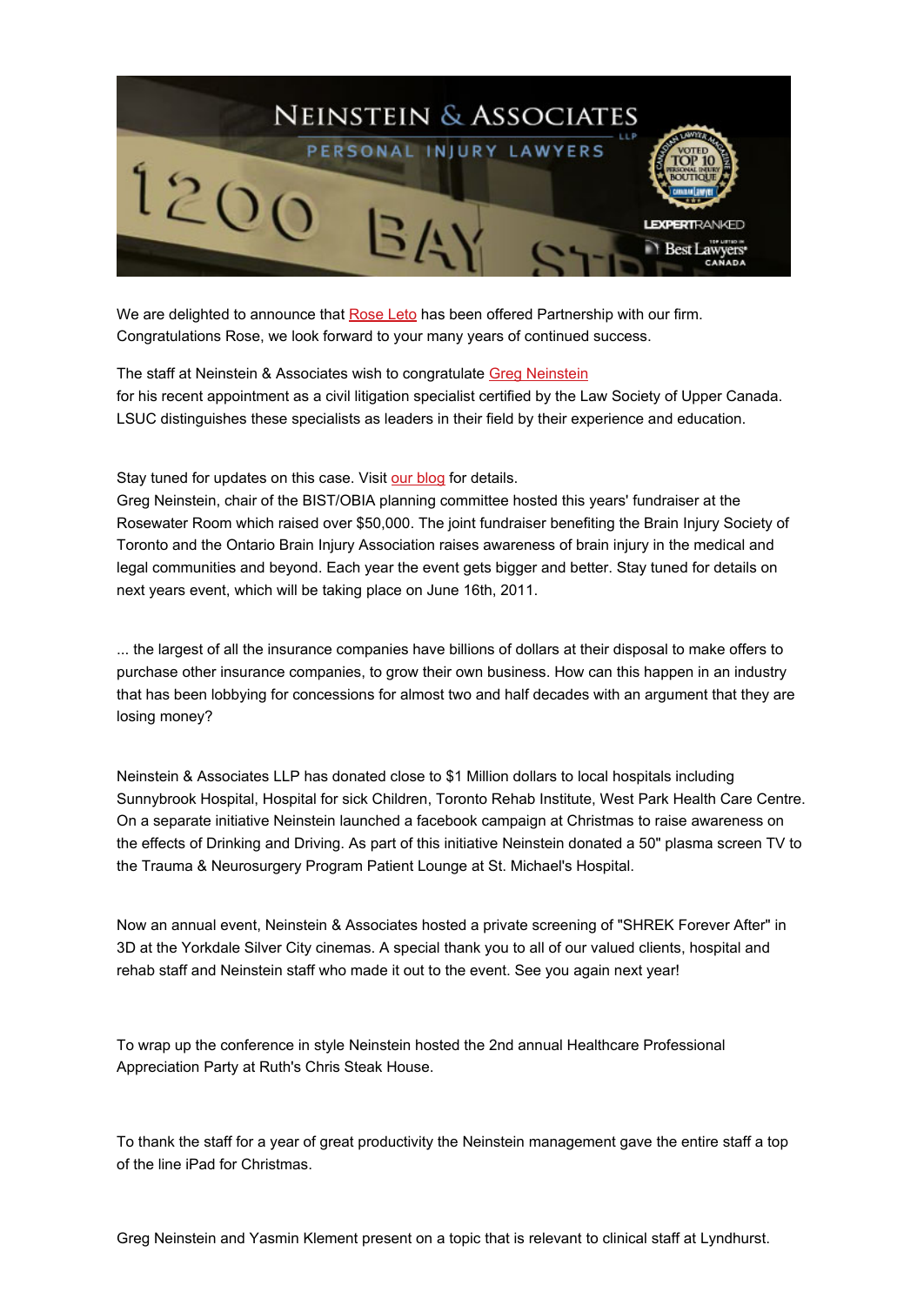We are delighted to announce that [Rose Leto] has been offered Partnership with our firm. Congratulations Rose, we look forward to your many years of continued success.

The staff at Neinstein & Associates wish to congratulate [Greg Neinstein] for his recent appointment as a civil litigation specialist certified by the Law Society of Upper Canada. LSUC distinguishes these specialists as leaders in their field by their experience and education.

Stay tuned for updates on this case. Visit [our blog] for details.
Greg Neinstein, chair of the BIST/OBIA planning committee hosted this years' fundraiser at the Rosewater Room which raised over $50,000. The joint fundraiser benefiting the Brain Injury Society of Toronto and the Ontario Brain Injury Association raises awareness of brain injury in the medical and legal communities and beyond. Each year the event gets bigger and better. Stay tuned for details on next years event, which will be taking place on June 16th, 2011.

... the largest of all the insurance companies have billions of dollars at their disposal to make offers to purchase other insurance companies, to grow their own business. How can this happen in an industry that has been lobbying for concessions for almost two and half decades with an argument that they are losing money?

Neinstein & Associates LLP has donated close to $1 Million dollars to local hospitals including Sunnybrook Hospital, Hospital for sick Children, Toronto Rehab Institute, West Park Health Care Centre. On a separate initiative Neinstein launched a facebook campaign at Christmas to raise awareness on the effects of Drinking and Driving. As part of this initiative Neinstein donated a 50" plasma screen TV to the Trauma & Neurosurgery Program Patient Lounge at St. Michael's Hospital.

Now an annual event, Neinstein & Associates hosted a private screening of "SHREK Forever After" in 3D at the Yorkdale Silver City cinemas. A special thank you to all of our valued clients, hospital and rehab staff and Neinstein staff who made it out to the event. See you again next year!

To wrap up the conference in style Neinstein hosted the 2nd annual Healthcare Professional Appreciation Party at Ruth's Chris Steak House.

To thank the staff for a year of great productivity the Neinstein management gave the entire staff a top of the line iPad for Christmas.

Greg Neinstein and Yasmin Klement present on a topic that is relevant to clinical staff at Lyndhurst.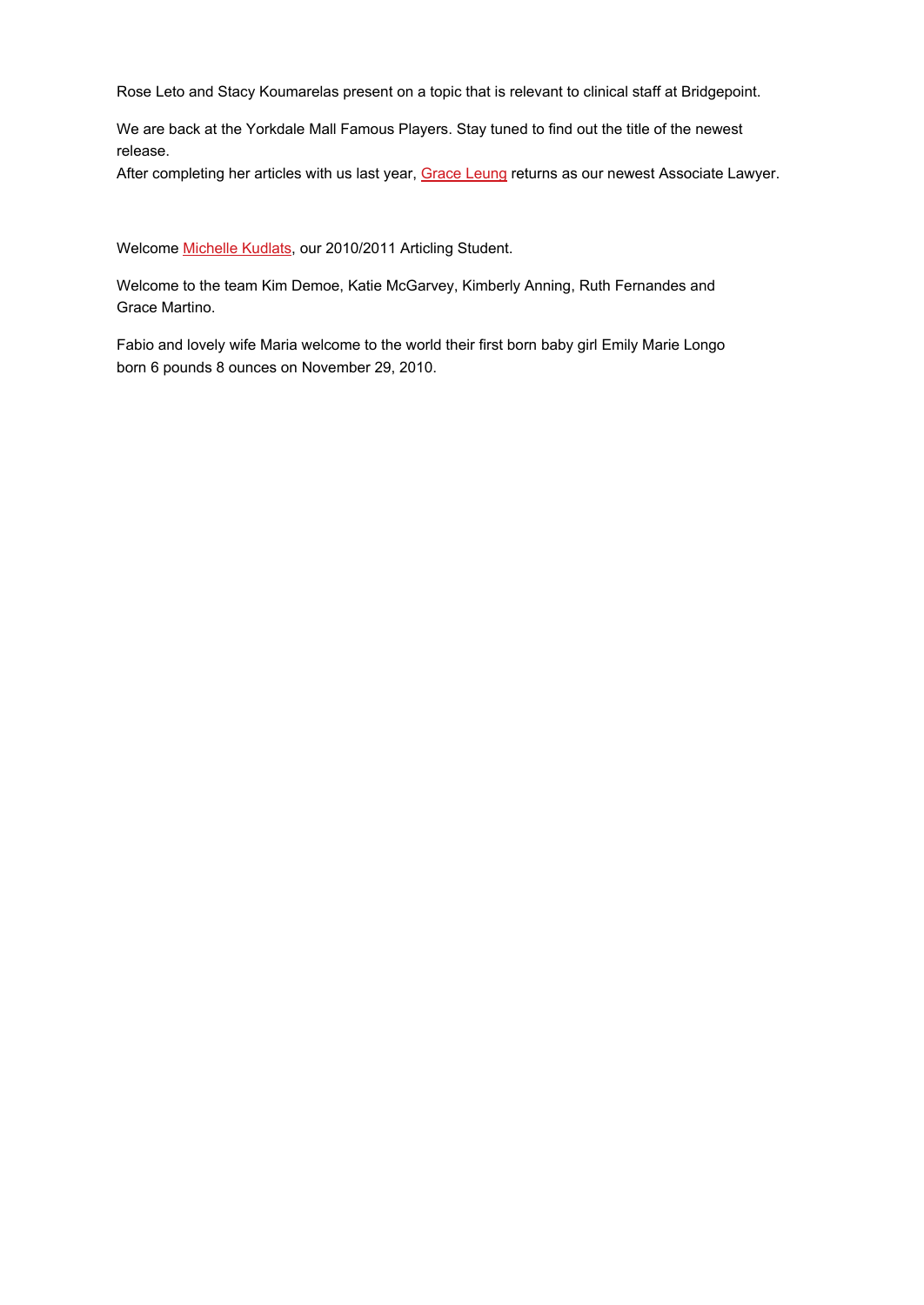Rose Leto and Stacy Koumarelas present on a topic that is relevant to clinical staff at Bridgepoint.

We are back at the Yorkdale Mall Famous Players. Stay tuned to find out the title of the newest release.

After completing her articles with us last year, Grace Leung returns as our newest Associate Lawyer.

Welcome Michelle Kudlats, our 2010/2011 Articling Student.

Welcome to the team Kim Demoe, Katie McGarvey, Kimberly Anning, Ruth Fernandes and Grace Martino.

Fabio and lovely wife Maria welcome to the world their first born baby girl Emily Marie Longo born 6 pounds 8 ounces on November 29, 2010.